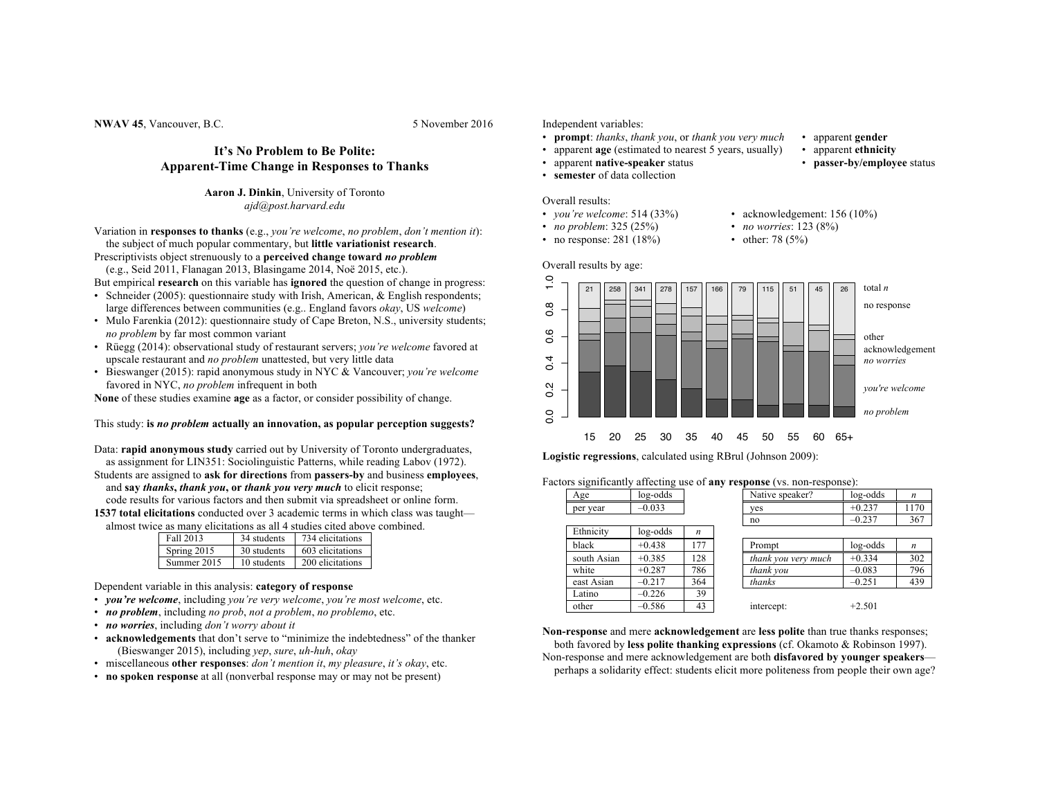**NWAV 45**, Vancouver, B.C. 5 November 2016

# It's No Problem to Be Polite: Apparent-Time Change in Responses to Thanks

**Aaron J. Dinkin**, University of Toronto
*ajd@post.harvard.edu*

Variation in **responses to thanks** (e.g., *you're welcome*, *no problem*, *don't mention it*): the subject of much popular commentary, but **little variationist research**.

Prescriptivists object strenuously to a **perceived change toward *no problem*** (e.g., Seid 2011, Flanagan 2013, Blasingame 2014, Noë 2015, etc.).

But empirical **research** on this variable has **ignored** the question of change in progress:

- Schneider (2005): questionnaire study with Irish, American, & English respondents; large differences between communities (e.g.. England favors *okay*, US *welcome*)
- Mulo Farenkia (2012): questionnaire study of Cape Breton, N.S., university students; *no problem* by far most common variant
- Rüegg (2014): observational study of restaurant servers; *you're welcome* favored at upscale restaurant and *no problem* unattested, but very little data
- Bieswanger (2015): rapid anonymous study in NYC & Vancouver; *you're welcome* favored in NYC, *no problem* infrequent in both

**None** of these studies examine **age** as a factor, or consider possibility of change.

This study: **is *no problem* actually an innovation, as popular perception suggests?**

Data: **rapid anonymous study** carried out by University of Toronto undergraduates, as assignment for LIN351: Sociolinguistic Patterns, while reading Labov (1972).

Students are assigned to **ask for directions** from **passers-by** and business **employees**, and **say *thanks*, *thank you*, or *thank you very much*** to elicit response; code results for various factors and then submit via spreadsheet or online form.

**1537 total elicitations** conducted over 3 academic terms in which class was taught—almost twice as many elicitations as all 4 studies cited above combined.

| | | |
|---|---|---|
| Fall 2013 | 34 students | 734 elicitations |
| Spring 2015 | 30 students | 603 elicitations |
| Summer 2015 | 10 students | 200 elicitations |

Dependent variable in this analysis: **category of response**

- ***you're welcome***, including *you're very welcome*, *you're most welcome*, etc.
- ***no problem***, including *no prob*, *not a problem*, *no problemo*, etc.
- ***no worries***, including *don't worry about it*
- **acknowledgements** that don't serve to "minimize the indebtedness" of the thanker (Bieswanger 2015), including *yep*, *sure*, *uh-huh*, *okay*
- miscellaneous **other responses**: *don't mention it*, *my pleasure*, *it's okay*, etc.
- **no spoken response** at all (nonverbal response may or may not be present)

Independent variables:

- **prompt**: *thanks*, *thank you*, or *thank you very much*
- apparent **age** (estimated to nearest 5 years, usually)
- apparent **native-speaker** status
- **semester** of data collection
- apparent **gender**
- apparent **ethnicity**
- **passer-by/employee** status

Overall results:

- *you're welcome*: 514 (33%)
- *no problem*: 325 (25%)
- no response: 281 (18%)
- acknowledgement: 156 (10%)
- *no worries*: 123 (8%)
- other: 78 (5%)

Overall results by age:

0.0 0.2 0.4 0.6 0.8 1.0

21 258 341 278 157 166 79 115 51 45 26 total *n*

15 20 25 30 35 40 45 50 55 60 65+

no response
other
acknowledgement
*no worries*
*you're welcome*
*no problem*

**Logistic regressions**, calculated using RBrul (Johnson 2009):

Factors significantly affecting use of **any response** (vs. non-response):

| Age | log-odds |
|---|---|
| per year | –0.033 |

| Ethnicity | log-odds | *n* |
|---|---|---|
| black | +0.438 | 177 |
| south Asian | +0.385 | 128 |
| white | +0.287 | 786 |
| east Asian | –0.217 | 364 |
| Latino | –0.226 | 39 |
| other | –0.586 | 43 |

| Native speaker? | log-odds | *n* |
|---|---|---|
| yes | +0.237 | 1170 |
| no | –0.237 | 367 |

| Prompt | log-odds | *n* |
|---|---|---|
| *thank you very much* | +0.334 | 302 |
| *thank you* | –0.083 | 796 |
| *thanks* | –0.251 | 439 |

intercept: +2.501

**Non-response** and mere **acknowledgement** are **less polite** than true thanks responses; both favored by **less polite thanking expressions** (cf. Okamoto & Robinson 1997).

Non-response and mere acknowledgement are both **disfavored by younger speakers**—perhaps a solidarity effect: students elicit more politeness from people their own age?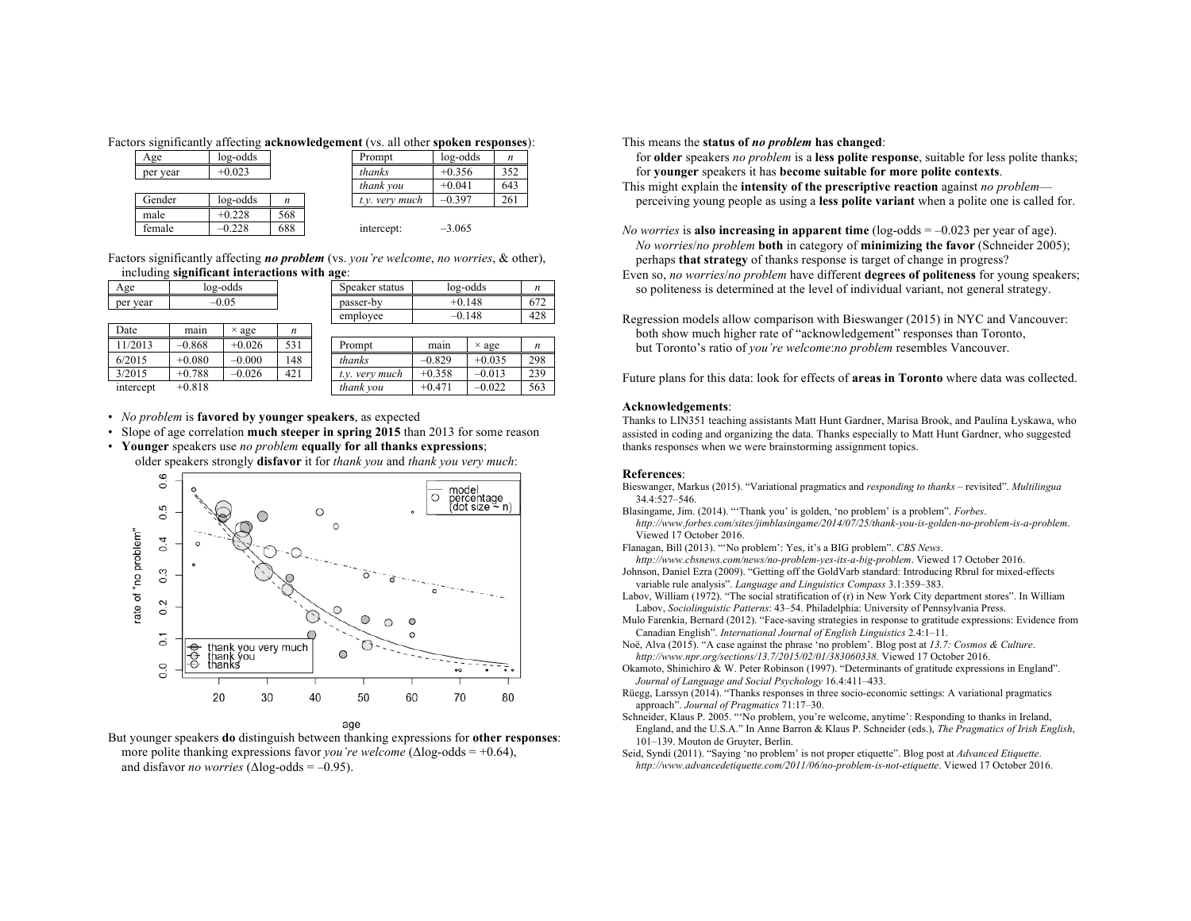Factors significantly affecting **acknowledgement** (vs. all other **spoken responses**):

| Age | log-odds |
|---|---|
| per year | +0.023 |

| Gender | log-odds | *n* |
|---|---|---|
| male | +0.228 | 568 |
| female | –0.228 | 688 |

| Prompt | log-odds | *n* |
|---|---|---|
| *thanks* | +0.356 | 352 |
| *thank you* | +0.041 | 643 |
| *t.y. very much* | –0.397 | 261 |

intercept: –3.065

Factors significantly affecting ***no problem*** (vs. *you're welcome*, *no worries*, & other), including **significant interactions with age**:

| Age | log-odds |
|---|---|
| per year | –0.05 |

| Date | main | × age | *n* |
|---|---|---|---|
| 11/2013 | –0.868 | +0.026 | 531 |
| 6/2015 | +0.080 | –0.000 | 148 |
| 3/2015 | +0.788 | –0.026 | 421 |
| intercept | +0.818 | | |

| Speaker status | log-odds | *n* |
|---|---|---|
| passer-by | +0.148 | 672 |
| employee | –0.148 | 428 |

| Prompt | main | × age | *n* |
|---|---|---|---|
| *thanks* | –0.829 | +0.035 | 298 |
| *t.y. very much* | +0.358 | –0.013 | 239 |
| *thank you* | +0.471 | –0.022 | 563 |

- *No problem* is **favored by younger speakers**, as expected
- Slope of age correlation **much steeper in spring 2015** than 2013 for some reason
- **Younger** speakers use *no problem* **equally for all thanks expressions**;
  older speakers strongly **disfavor** it for *thank you* and *thank you very much*:

rate of "no problem"
0.0 0.1 0.2 0.3 0.4 0.5 0.6
age
20 30 40 50 60 70 80
model
percentage (dot size ~ n)
thank you very much
thank you
thanks

But younger speakers **do** distinguish between thanking expressions for **other responses**:
more polite thanking expressions favor *you're welcome* (Δlog-odds = +0.64),
and disfavor *no worries* (Δlog-odds = –0.95).

This means the **status of *no problem* has changed**:
for **older** speakers *no problem* is a **less polite response**, suitable for less polite thanks;
for **younger** speakers it has **become suitable for more polite contexts**.
This might explain the **intensity of the prescriptive reaction** against *no problem*—
perceiving young people as using a **less polite variant** when a polite one is called for.

*No worries* is **also increasing in apparent time** (log-odds = –0.023 per year of age).
*No worries*/*no problem* **both** in category of **minimizing the favor** (Schneider 2005);
perhaps **that strategy** of thanks response is target of change in progress?
Even so, *no worries*/*no problem* have different **degrees of politeness** for young speakers;
so politeness is determined at the level of individual variant, not general strategy.

Regression models allow comparison with Bieswanger (2015) in NYC and Vancouver:
both show much higher rate of "acknowledgement" responses than Toronto,
but Toronto's ratio of *you're welcome*:*no problem* resembles Vancouver.

Future plans for this data: look for effects of **areas in Toronto** where data was collected.

**Acknowledgements**:

Thanks to LIN351 teaching assistants Matt Hunt Gardner, Marisa Brook, and Paulina Łyskawa, who assisted in coding and organizing the data. Thanks especially to Matt Hunt Gardner, who suggested thanks responses when we were brainstorming assignment topics.

**References**:

Bieswanger, Markus (2015). "Variational pragmatics and *responding to thanks* – revisited". *Multilingua* 34.4:527–546.

Blasingame, Jim. (2014). "'Thank you' is golden, 'no problem' is a problem". *Forbes*. *http://www.forbes.com/sites/jimblasingame/2014/07/25/thank-you-is-golden-no-problem-is-a-problem*. Viewed 17 October 2016.

Flanagan, Bill (2013). "'No problem': Yes, it's a BIG problem". *CBS News*. *http://www.cbsnews.com/news/no-problem-yes-its-a-big-problem*. Viewed 17 October 2016.

Johnson, Daniel Ezra (2009). "Getting off the GoldVarb standard: Introducing Rbrul for mixed-effects variable rule analysis". *Language and Linguistics Compass* 3.1:359–383.

Labov, William (1972). "The social stratification of (r) in New York City department stores". In William Labov, *Sociolinguistic Patterns*: 43–54. Philadelphia: University of Pennsylvania Press.

Mulo Farenkia, Bernard (2012). "Face-saving strategies in response to gratitude expressions: Evidence from Canadian English". *International Journal of English Linguistics* 2.4:1–11.

Noë, Alva (2015). "A case against the phrase 'no problem'. Blog post at *13.7: Cosmos & Culture*. *http://www.npr.org/sections/13.7/2015/02/01/383060338*. Viewed 17 October 2016.

Okamoto, Shinichiro & W. Peter Robinson (1997). "Determinants of gratitude expressions in England". *Journal of Language and Social Psychology* 16.4:411–433.

Rüegg, Larssyn (2014). "Thanks responses in three socio-economic settings: A variational pragmatics approach". *Journal of Pragmatics* 71:17–30.

Schneider, Klaus P. 2005. "'No problem, you're welcome, anytime': Responding to thanks in Ireland, England, and the U.S.A." In Anne Barron & Klaus P. Schneider (eds.), *The Pragmatics of Irish English*, 101–139. Mouton de Gruyter, Berlin.

Seid, Syndi (2011). "Saying 'no problem' is not proper etiquette". Blog post at *Advanced Etiquette*. *http://www.advancedetiquette.com/2011/06/no-problem-is-not-etiquette*. Viewed 17 October 2016.